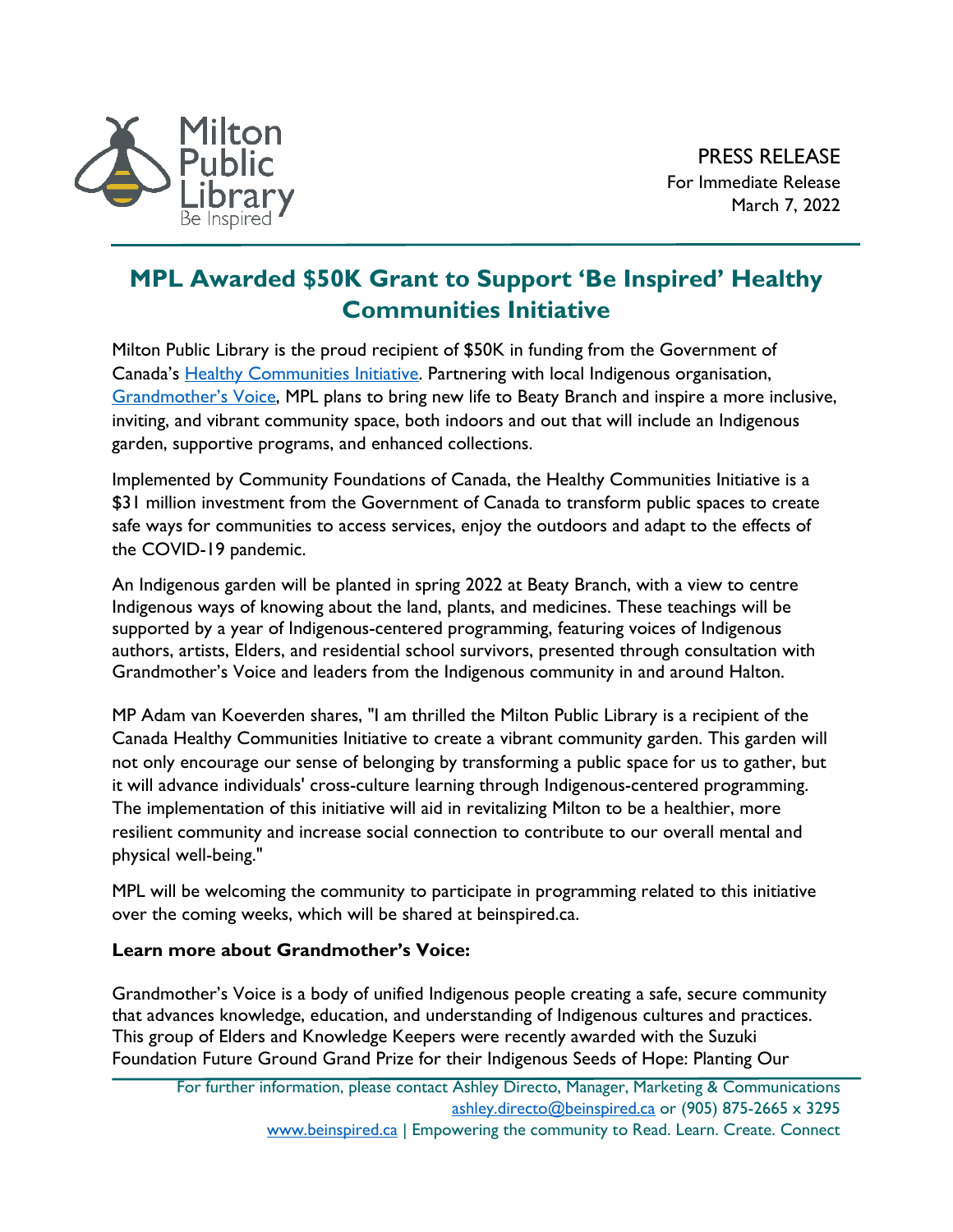Milton Public Library
Be Inspired

PRESS RELEASE
For Immediate Release
March 7, 2022

# MPL Awarded $50K Grant to Support 'Be Inspired' Healthy Communities Initiative

Milton Public Library is the proud recipient of $50K in funding from the Government of Canada's Healthy Communities Initiative. Partnering with local Indigenous organisation, Grandmother's Voice, MPL plans to bring new life to Beaty Branch and inspire a more inclusive, inviting, and vibrant community space, both indoors and out that will include an Indigenous garden, supportive programs, and enhanced collections.

Implemented by Community Foundations of Canada, the Healthy Communities Initiative is a $31 million investment from the Government of Canada to transform public spaces to create safe ways for communities to access services, enjoy the outdoors and adapt to the effects of the COVID-19 pandemic.

An Indigenous garden will be planted in spring 2022 at Beaty Branch, with a view to centre Indigenous ways of knowing about the land, plants, and medicines. These teachings will be supported by a year of Indigenous-centered programming, featuring voices of Indigenous authors, artists, Elders, and residential school survivors, presented through consultation with Grandmother's Voice and leaders from the Indigenous community in and around Halton.

MP Adam van Koeverden shares, "I am thrilled the Milton Public Library is a recipient of the Canada Healthy Communities Initiative to create a vibrant community garden. This garden will not only encourage our sense of belonging by transforming a public space for us to gather, but it will advance individuals' cross-culture learning through Indigenous-centered programming. The implementation of this initiative will aid in revitalizing Milton to be a healthier, more resilient community and increase social connection to contribute to our overall mental and physical well-being."

MPL will be welcoming the community to participate in programming related to this initiative over the coming weeks, which will be shared at beinspired.ca.

**Learn more about Grandmother's Voice:**

Grandmother's Voice is a body of unified Indigenous people creating a safe, secure community that advances knowledge, education, and understanding of Indigenous cultures and practices. This group of Elders and Knowledge Keepers were recently awarded with the Suzuki Foundation Future Ground Grand Prize for their Indigenous Seeds of Hope: Planting Our

For further information, please contact Ashley Directo, Manager, Marketing & Communications
ashley.directo@beinspired.ca or (905) 875-2665 x 3295
www.beinspired.ca | Empowering the community to Read. Learn. Create. Connect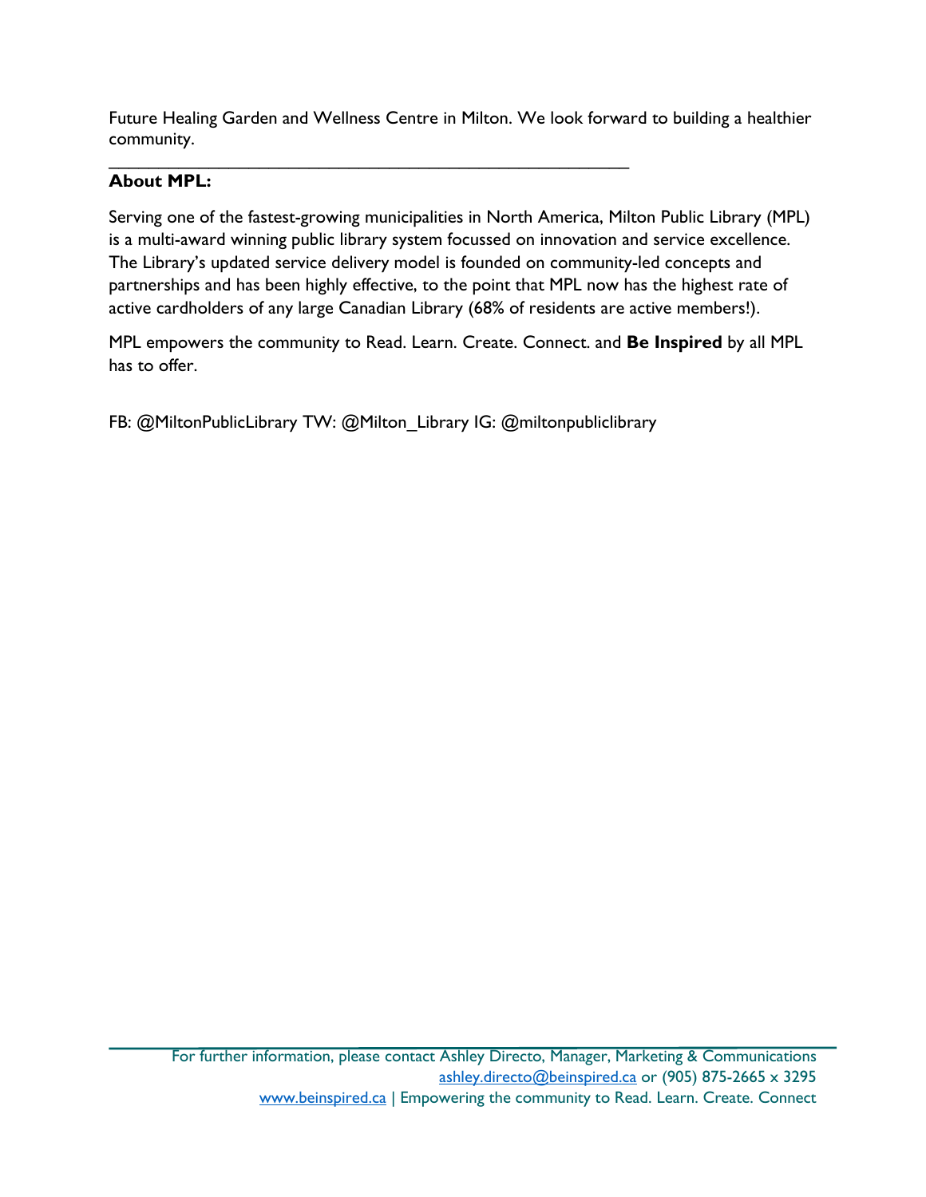Future Healing Garden and Wellness Centre in Milton. We look forward to building a healthier community.

---

**About MPL:**

Serving one of the fastest-growing municipalities in North America, Milton Public Library (MPL) is a multi-award winning public library system focussed on innovation and service excellence. The Library's updated service delivery model is founded on community-led concepts and partnerships and has been highly effective, to the point that MPL now has the highest rate of active cardholders of any large Canadian Library (68% of residents are active members!).

MPL empowers the community to Read. Learn. Create. Connect. and **Be Inspired** by all MPL has to offer.

FB: @MiltonPublicLibrary TW: @Milton_Library IG: @miltonpubliclibrary

---

For further information, please contact Ashley Directo, Manager, Marketing & Communications
ashley.directo@beinspired.ca or (905) 875-2665 x 3295
www.beinspired.ca | Empowering the community to Read. Learn. Create. Connect